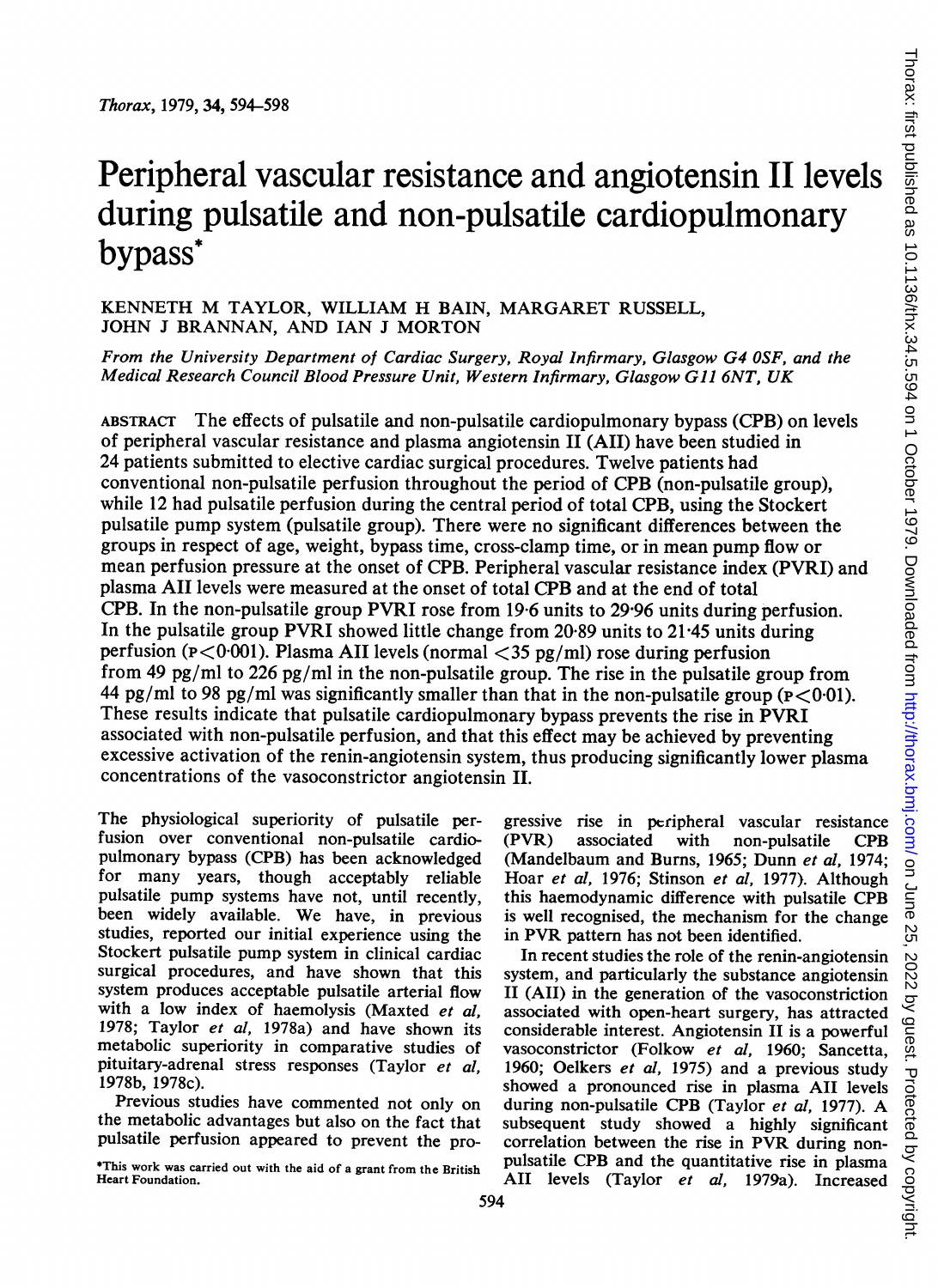# Peripheral vascular resistance and angiotensin II levels during pulsatile and non-pulsatile cardiopulmonary bypass*

KENNETH M TAYLOR, WILLIAM H BAIN, MARGARET RUSSELL, JOHN J BRANNAN, AND IAN J MORTON

*From the University Department of Cardiac Surgery, Royal Infirmary, Glasgow G4 0SF, and the Medical Research Council Blood Pressure Unit, Western Infirmary, Glasgow G11 6NT, UK*

ABSTRACT The effects of pulsatile and non-pulsatile cardiopulmonary bypass (CPB) on levels of peripheral vascular resistance and plasma angiotensin II (AII) have been studied in 24 patients submitted to elective cardiac surgical procedures. Twelve patients had conventional non-pulsatile perfusion throughout the period of CPB (non-pulsatile group), while 12 had pulsatile perfusion during the central period of total CPB, using the Stockert pulsatile pump system (pulsatile group). There were no significant differences between the groups in respect of age, weight, bypass time, cross-clamp time, or in mean pump flow or mean perfusion pressure at the onset of CPB. Peripheral vascular resistance index (PVRI) and plasma AII levels were measured at the onset of total CPB and at the end of total CPB. In the non-pulsatile group PVRI rose from 19·6 units to 29·96 units during perfusion. In the pulsatile group PVRI showed little change from 20·89 units to 21·45 units during perfusion ($P<0·001$). Plasma AII levels (normal <35 pg/ml) rose during perfusion from 49 pg/ml to 226 pg/ml in the non-pulsatile group. The rise in the pulsatile group from 44 pg/ml to 98 pg/ml was significantly smaller than that in the non-pulsatile group ($P<0·01$). These results indicate that pulsatile cardiopulmonary bypass prevents the rise in PVRI associated with non-pulsatile perfusion, and that this effect may be achieved by preventing excessive activation of the renin-angiotensin system, thus producing significantly lower plasma concentrations of the vasoconstrictor angiotensin II.

The physiological superiority of pulsatile perfusion over conventional non-pulsatile cardiopulmonary bypass (CPB) has been acknowledged for many years, though acceptably reliable pulsatile pump systems have not, until recently, been widely available. We have, in previous studies, reported our initial experience using the Stockert pulsatile pump system in clinical cardiac surgical procedures, and have shown that this system produces acceptable pulsatile arterial flow with a low index of haemolysis (Maxted *et al*, 1978; Taylor *et al*, 1978a) and have shown its metabolic superiority in comparative studies of pituitary-adrenal stress responses (Taylor *et al*, 1978b, 1978c).

Previous studies have commented not only on the metabolic advantages but also on the fact that pulsatile perfusion appeared to prevent the progressive rise in peripheral vascular resistance (PVR) associated with non-pulsatile CPB (Mandelbaum and Burns, 1965; Dunn *et al*, 1974; Hoar *et al*, 1976; Stinson *et al*, 1977). Although this haemodynamic difference with pulsatile CPB is well recognised, the mechanism for the change in PVR pattern has not been identified.

In recent studies the role of the renin-angiotensin system, and particularly the substance angiotensin II (AII) in the generation of the vasoconstriction associated with open-heart surgery, has attracted considerable interest. Angiotensin II is a powerful vasoconstrictor (Folkow *et al*, 1960; Sancetta, 1960; Oelkers *et al*, 1975) and a previous study showed a pronounced rise in plasma AII levels during non-pulsatile CPB (Taylor *et al*, 1977). A subsequent study showed a highly significant correlation between the rise in PVR during non-pulsatile CPB and the quantitative rise in plasma AII levels (Taylor *et al*, 1979a). Increased

*This work was carried out with the aid of a grant from the British Heart Foundation.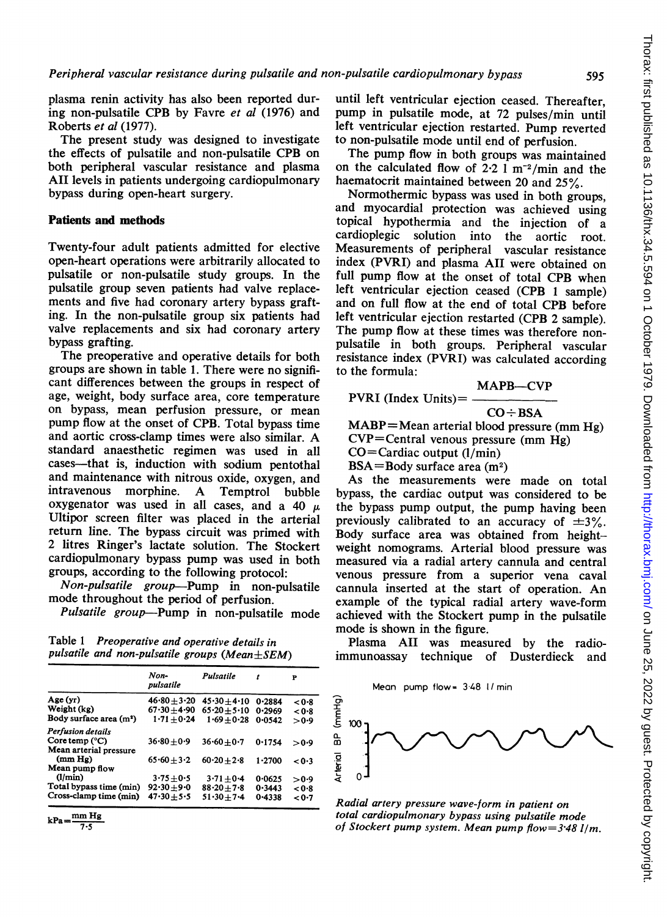plasma renin activity has also been reported during non-pulsatile CPB by Favre *et al* (1976) and Roberts *et al* (1977).

The present study was designed to investigate the effects of pulsatile and non-pulsatile CPB on both peripheral vascular resistance and plasma AII levels in patients undergoing cardiopulmonary bypass during open-heart surgery.

## Patients and methods

Twenty-four adult patients admitted for elective open-heart operations were arbitrarily allocated to pulsatile or non-pulsatile study groups. In the pulsatile group seven patients had valve replacements and five had coronary artery bypass grafting. In the non-pulsatile group six patients had valve replacements and six had coronary artery bypass grafting.

The preoperative and operative details for both groups are shown in table 1. There were no significant differences between the groups in respect of age, weight, body surface area, core temperature on bypass, mean perfusion pressure, or mean pump flow at the onset of CPB. Total bypass time and aortic cross-clamp times were also similar. A standard anaesthetic regimen was used in all cases—that is, induction with sodium pentothal and maintenance with nitrous oxide, oxygen, and intravenous morphine. A Temptrol bubble oxygenator was used in all cases, and a 40 $\mu$ Ultipor screen filter was placed in the arterial return line. The bypass circuit was primed with 2 litres Ringer's lactate solution. The Stockert cardiopulmonary bypass pump was used in both groups, according to the following protocol:

*Non-pulsatile group*—Pump in non-pulsatile mode throughout the period of perfusion.

*Pulsatile group*—Pump in non-pulsatile mode until left ventricular ejection ceased. Thereafter, pump in pulsatile mode, at 72 pulses/min until left ventricular ejection restarted. Pump reverted to non-pulsatile mode until end of perfusion.

Table 1 *Preoperative and operative details in pulsatile and non-pulsatile groups (Mean±SEM)*

| | Non-pulsatile | Pulsatile | t | P |
|---|---|---|---|---|
| Age (yr) | 46·80±3·20 | 45·30±4·10 | 0·2884 | <0·8 |
| Weight (kg) | 67·30±4·90 | 65·20±5·10 | 0·2969 | <0·8 |
| Body surface area (m²) | 1·71±0·24 | 1·69±0·28 | 0·0542 | >0·9 |
| *Perfusion details* | | | | |
| Core temp (°C) | 36·80±0·9 | 36·60±0·7 | 0·1754 | >0·9 |
| Mean arterial pressure (mm Hg) | 65·60±3·2 | 60·20±2·8 | 1·2700 | <0·3 |
| Mean pump flow (l/min) | 3·75±0·5 | 3·71±0·4 | 0·0625 | >0·9 |
| Total bypass time (min) | 92·30±9·0 | 88·20±7·8 | 0·3443 | <0·8 |
| Cross-clamp time (min) | 47·30±5·5 | 51·30±7·4 | 0·4338 | <0·7 |

$kPa = \frac{mm\ Hg}{7 \cdot 5}$

The pump flow in both groups was maintained on the calculated flow of 2·2 l m$^{-2}$/min and the haematocrit maintained between 20 and 25%.

Normothermic bypass was used in both groups, and myocardial protection was achieved using topical hypothermia and the injection of a cardioplegic solution into the aortic root. Measurements of peripheral vascular resistance index (PVRI) and plasma AII were obtained on full pump flow at the onset of total CPB when left ventricular ejection ceased (CPB 1 sample) and on full flow at the end of total CPB before left ventricular ejection restarted (CPB 2 sample). The pump flow at these times was therefore non-pulsatile in both groups. Peripheral vascular resistance index (PVRI) was calculated according to the formula:

$$\text{PVRI (Index Units)} = \frac{\text{MAPB—CVP}}{\text{CO} \div \text{BSA}}$$

MABP=Mean arterial blood pressure (mm Hg)
CVP=Central venous pressure (mm Hg)
CO=Cardiac output (l/min)
BSA=Body surface area (m²)

As the measurements were made on total bypass, the cardiac output was considered to be the bypass pump output, the pump having been previously calibrated to an accuracy of ±3%. Body surface area was obtained from height–weight nomograms. Arterial blood pressure was measured via a radial artery cannula and central venous pressure from a superior vena caval cannula inserted at the start of operation. An example of the typical radial artery wave-form achieved with the Stockert pump in the pulsatile mode is shown in the figure.

Plasma AII was measured by the radio-immunoassay technique of Dusterdieck and

*Radial artery pressure wave-form in patient on total cardiopulmonary bypass using pulsatile mode of Stockert pump system. Mean pump flow=3·48 l/m.*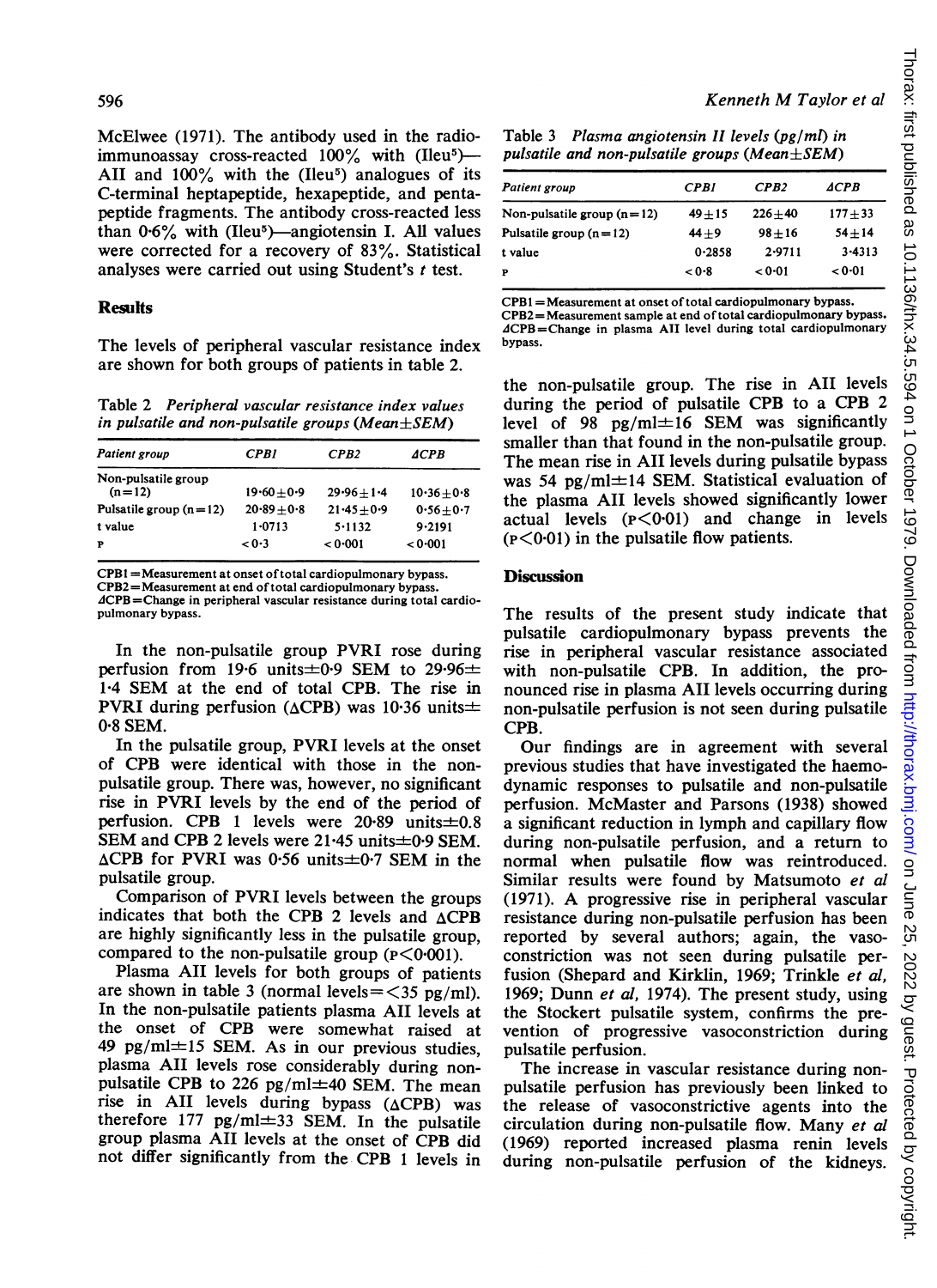McElwee (1971). The antibody used in the radio-immunoassay cross-reacted 100% with (Ileu[5])—AII and 100% with the (Ileu[5]) analogues of its C-terminal heptapeptide, hexapeptide, and pentapeptide fragments. The antibody cross-reacted less than 0·6% with (Ileu[5])—angiotensin I. All values were corrected for a recovery of 83%. Statistical analyses were carried out using Student's *t* test.

## Results

The levels of peripheral vascular resistance index are shown for both groups of patients in table 2.

Table 2 *Peripheral vascular resistance index values in pulsatile and non-pulsatile groups (Mean±SEM)*

| *Patient group* | *CPB1* | *CPB2* | *ΔCPB* |
|---|---|---|---|
| Non-pulsatile group (n=12) | 19·60±0·9 | 29·96±1·4 | 10·36±0·8 |
| Pulsatile group (n=12) | 20·89±0·8 | 21·45±0·9 | 0·56±0·7 |
| t value | 1·0713 | 5·1132 | 9·2191 |
| P | <0·3 | <0·001 | <0·001 |

CPB1=Measurement at onset of total cardiopulmonary bypass.
CPB2=Measurement at end of total cardiopulmonary bypass.
ΔCPB=Change in peripheral vascular resistance during total cardiopulmonary bypass.

In the non-pulsatile group PVRI rose during perfusion from 19·6 units±0·9 SEM to 29·96±1·4 SEM at the end of total CPB. The rise in PVRI during perfusion (ΔCPB) was 10·36 units±0·8 SEM.

In the pulsatile group, PVRI levels at the onset of CPB were identical with those in the non-pulsatile group. There was, however, no significant rise in PVRI levels by the end of the period of perfusion. CPB 1 levels were 20·89 units±0.8 SEM and CPB 2 levels were 21·45 units±0·9 SEM. ΔCPB for PVRI was 0·56 units±0·7 SEM in the pulsatile group.

Comparison of PVRI levels between the groups indicates that both the CPB 2 levels and ΔCPB are highly significantly less in the pulsatile group, compared to the non-pulsatile group ($P<0·001$).

Plasma AII levels for both groups of patients are shown in table 3 (normal levels=<35 pg/ml). In the non-pulsatile patients plasma AII levels at the onset of CPB were somewhat raised at 49 pg/ml±15 SEM. As in our previous studies, plasma AII levels rose considerably during non-pulsatile CPB to 226 pg/ml±40 SEM. The mean rise in AII levels during bypass (ΔCPB) was therefore 177 pg/ml±33 SEM. In the pulsatile group plasma AII levels at the onset of CPB did not differ significantly from the CPB 1 levels in the non-pulsatile group. The rise in AII levels during the period of pulsatile CPB to a CPB 2 level of 98 pg/ml±16 SEM was significantly smaller than that found in the non-pulsatile group. The mean rise in AII levels during pulsatile bypass was 54 pg/ml±14 SEM. Statistical evaluation of the plasma AII levels showed significantly lower actual levels ($P<0·01$) and change in levels ($P<0·01$) in the pulsatile flow patients.

Table 3 *Plasma angiotensin II levels (pg/ml) in pulsatile and non-pulsatile groups (Mean±SEM)*

| *Patient group* | *CPB1* | *CPB2* | *ΔCPB* |
|---|---|---|---|
| Non-pulsatile group (n=12) | 49±15 | 226±40 | 177±33 |
| Pulsatile group (n=12) | 44±9 | 98±16 | 54±14 |
| t value | 0·2858 | 2·9711 | 3·4313 |
| P | <0·8 | <0·01 | <0·01 |

CPB1=Measurement at onset of total cardiopulmonary bypass.
CPB2=Measurement sample at end of total cardiopulmonary bypass.
ΔCPB=Change in plasma AII level during total cardiopulmonary bypass.

## Discussion

The results of the present study indicate that pulsatile cardiopulmonary bypass prevents the rise in peripheral vascular resistance associated with non-pulsatile CPB. In addition, the pronounced rise in plasma AII levels occurring during non-pulsatile perfusion is not seen during pulsatile CPB.

Our findings are in agreement with several previous studies that have investigated the haemodynamic responses to pulsatile and non-pulsatile perfusion. McMaster and Parsons (1938) showed a significant reduction in lymph and capillary flow during non-pulsatile perfusion, and a return to normal when pulsatile flow was reintroduced. Similar results were found by Matsumoto *et al* (1971). A progressive rise in peripheral vascular resistance during non-pulsatile perfusion has been reported by several authors; again, the vasoconstriction was not seen during pulsatile perfusion (Shepard and Kirklin, 1969; Trinkle *et al*, 1969; Dunn *et al*, 1974). The present study, using the Stockert pulsatile system, confirms the prevention of progressive vasoconstriction during pulsatile perfusion.

The increase in vascular resistance during non-pulsatile perfusion has previously been linked to the release of vasoconstrictive agents into the circulation during non-pulsatile flow. Many *et al* (1969) reported increased plasma renin levels during non-pulsatile perfusion of the kidneys.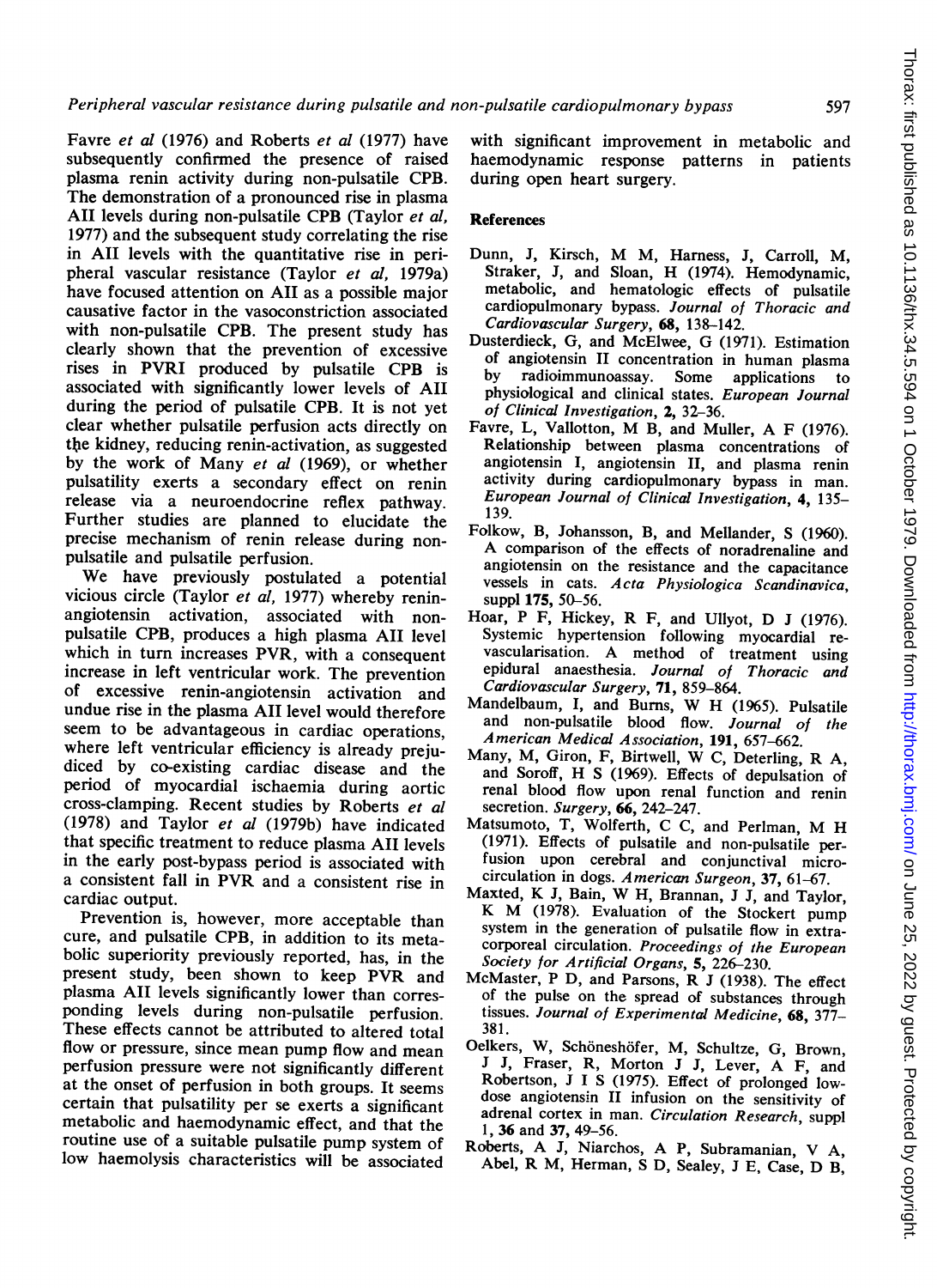Favre *et al* (1976) and Roberts *et al* (1977) have subsequently confirmed the presence of raised plasma renin activity during non-pulsatile CPB. The demonstration of a pronounced rise in plasma AII levels during non-pulsatile CPB (Taylor *et al*, 1977) and the subsequent study correlating the rise in AII levels with the quantitative rise in peripheral vascular resistance (Taylor *et al*, 1979a) have focused attention on AII as a possible major causative factor in the vasoconstriction associated with non-pulsatile CPB. The present study has clearly shown that the prevention of excessive rises in PVRI produced by pulsatile CPB is associated with significantly lower levels of AII during the period of pulsatile CPB. It is not yet clear whether pulsatile perfusion acts directly on the kidney, reducing renin-activation, as suggested by the work of Many *et al* (1969), or whether pulsatility exerts a secondary effect on renin release via a neuroendocrine reflex pathway. Further studies are planned to elucidate the precise mechanism of renin release during non-pulsatile and pulsatile perfusion.

We have previously postulated a potential vicious circle (Taylor *et al*, 1977) whereby renin-angiotensin activation, associated with non-pulsatile CPB, produces a high plasma AII level which in turn increases PVR, with a consequent increase in left ventricular work. The prevention of excessive renin-angiotensin activation and undue rise in the plasma AII level would therefore seem to be advantageous in cardiac operations, where left ventricular efficiency is already prejudiced by co-existing cardiac disease and the period of myocardial ischaemia during aortic cross-clamping. Recent studies by Roberts *et al* (1978) and Taylor *et al* (1979b) have indicated that specific treatment to reduce plasma AII levels in the early post-bypass period is associated with a consistent fall in PVR and a consistent rise in cardiac output.

Prevention is, however, more acceptable than cure, and pulsatile CPB, in addition to its metabolic superiority previously reported, has, in the present study, been shown to keep PVR and plasma AII levels significantly lower than corresponding levels during non-pulsatile perfusion. These effects cannot be attributed to altered total flow or pressure, since mean pump flow and mean perfusion pressure were not significantly different at the onset of perfusion in both groups. It seems certain that pulsatility per se exerts a significant metabolic and haemodynamic effect, and that the routine use of a suitable pulsatile pump system of low haemolysis characteristics will be associated with significant improvement in metabolic and haemodynamic response patterns in patients during open heart surgery.

## References

Dunn, J, Kirsch, M M, Harness, J, Carroll, M, Straker, J, and Sloan, H (1974). Hemodynamic, metabolic, and hematologic effects of pulsatile cardiopulmonary bypass. *Journal of Thoracic and Cardiovascular Surgery*, **68**, 138–142.

Dusterdieck, G, and McElwee, G (1971). Estimation of angiotensin II concentration in human plasma by radioimmunoassay. Some applications to physiological and clinical states. *European Journal of Clinical Investigation*, **2**, 32–36.

Favre, L, Vallotton, M B, and Muller, A F (1976). Relationship between plasma concentrations of angiotensin I, angiotensin II, and plasma renin activity during cardiopulmonary bypass in man. *European Journal of Clinical Investigation*, **4**, 135–139.

Folkow, B, Johansson, B, and Mellander, S (1960). A comparison of the effects of noradrenaline and angiotensin on the resistance and the capacitance vessels in cats. *Acta Physiologica Scandinavica*, suppl **175**, 50–56.

Hoar, P F, Hickey, R F, and Ullyot, D J (1976). Systemic hypertension following myocardial revascularisation. A method of treatment using epidural anaesthesia. *Journal of Thoracic and Cardiovascular Surgery*, **71**, 859–864.

Mandelbaum, I, and Burns, W H (1965). Pulsatile and non-pulsatile blood flow. *Journal of the American Medical Association*, **191**, 657–662.

Many, M, Giron, F, Birtwell, W C, Deterling, R A, and Soroff, H S (1969). Effects of depulsation of renal blood flow upon renal function and renin secretion. *Surgery*, **66**, 242–247.

Matsumoto, T, Wolferth, C C, and Perlman, M H (1971). Effects of pulsatile and non-pulsatile perfusion upon cerebral and conjunctival microcirculation in dogs. *American Surgeon*, **37**, 61–67.

Maxted, K J, Bain, W H, Brannan, J J, and Taylor, K M (1978). Evaluation of the Stockert pump system in the generation of pulsatile flow in extracorporeal circulation. *Proceedings of the European Society for Artificial Organs*, **5**, 226–230.

McMaster, P D, and Parsons, R J (1938). The effect of the pulse on the spread of substances through tissues. *Journal of Experimental Medicine*, **68**, 377–381.

Oelkers, W, Schöneshöfer, M, Schultze, G, Brown, J J, Fraser, R, Morton J J, Lever, A F, and Robertson, J I S (1975). Effect of prolonged low-dose angiotensin II infusion on the sensitivity of adrenal cortex in man. *Circulation Research*, suppl 1, **36** and **37**, 49–56.

Roberts, A J, Niarchos, A P, Subramanian, V A, Abel, R M, Herman, S D, Sealey, J E, Case, D B,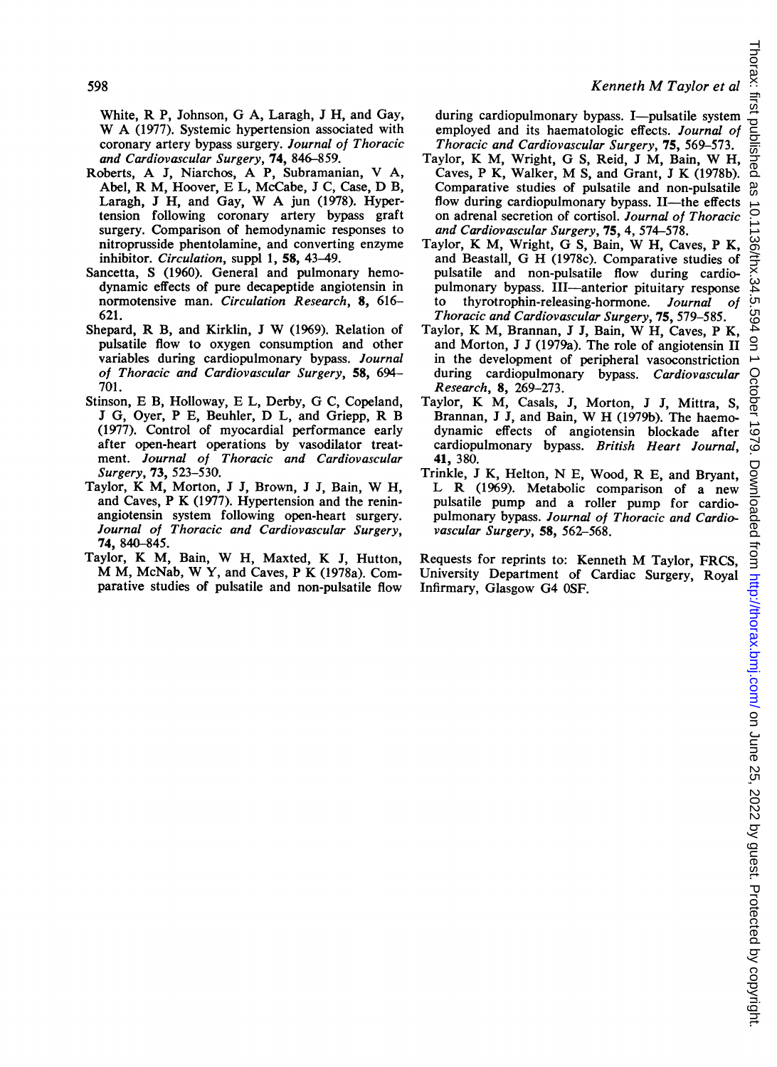White, R P, Johnson, G A, Laragh, J H, and Gay, W A (1977). Systemic hypertension associated with coronary artery bypass surgery. *Journal of Thoracic and Cardiovascular Surgery*, **74**, 846–859.

Roberts, A J, Niarchos, A P, Subramanian, V A, Abel, R M, Hoover, E L, McCabe, J C, Case, D B, Laragh, J H, and Gay, W A jun (1978). Hypertension following coronary artery bypass graft surgery. Comparison of hemodynamic responses to nitroprusside phentolamine, and converting enzyme inhibitor. *Circulation*, suppl 1, **58**, 43–49.

Sancetta, S (1960). General and pulmonary hemodynamic effects of pure decapeptide angiotensin in normotensive man. *Circulation Research*, **8**, 616–621.

Shepard, R B, and Kirklin, J W (1969). Relation of pulsatile flow to oxygen consumption and other variables during cardiopulmonary bypass. *Journal of Thoracic and Cardiovascular Surgery*, **58**, 694–701.

Stinson, E B, Holloway, E L, Derby, G C, Copeland, J G, Oyer, P E, Beuhler, D L, and Griepp, R B (1977). Control of myocardial performance early after open-heart operations by vasodilator treatment. *Journal of Thoracic and Cardiovascular Surgery*, **73**, 523–530.

Taylor, K M, Morton, J J, Brown, J J, Bain, W H, and Caves, P K (1977). Hypertension and the renin-angiotensin system following open-heart surgery. *Journal of Thoracic and Cardiovascular Surgery*, **74**, 840–845.

Taylor, K M, Bain, W H, Maxted, K J, Hutton, M M, McNab, W Y, and Caves, P K (1978a). Comparative studies of pulsatile and non-pulsatile flow during cardiopulmonary bypass. I—pulsatile system employed and its haematologic effects. *Journal of Thoracic and Cardiovascular Surgery*, **75**, 569–573.

Taylor, K M, Wright, G S, Reid, J M, Bain, W H, Caves, P K, Walker, M S, and Grant, J K (1978b). Comparative studies of pulsatile and non-pulsatile flow during cardiopulmonary bypass. II—the effects on adrenal secretion of cortisol. *Journal of Thoracic and Cardiovascular Surgery*, **75**, 4, 574–578.

Taylor, K M, Wright, G S, Bain, W H, Caves, P K, and Beastall, G H (1978c). Comparative studies of pulsatile and non-pulsatile flow during cardiopulmonary bypass. III—anterior pituitary response to thyrotrophin-releasing-hormone. *Journal of Thoracic and Cardiovascular Surgery*, **75**, 579–585.

Taylor, K M, Brannan, J J, Bain, W H, Caves, P K, and Morton, J J (1979a). The role of angiotensin II in the development of peripheral vasoconstriction during cardiopulmonary bypass. *Cardiovascular Research*, **8**, 269–273.

Taylor, K M, Casals, J, Morton, J J, Mittra, S, Brannan, J J, and Bain, W H (1979b). The haemodynamic effects of angiotensin blockade after cardiopulmonary bypass. *British Heart Journal*, **41**, 380.

Trinkle, J K, Helton, N E, Wood, R E, and Bryant, L R (1969). Metabolic comparison of a new pulsatile pump and a roller pump for cardiopulmonary bypass. *Journal of Thoracic and Cardiovascular Surgery*, **58**, 562–568.

Requests for reprints to: Kenneth M Taylor, FRCS, University Department of Cardiac Surgery, Royal Infirmary, Glasgow G4 0SF.